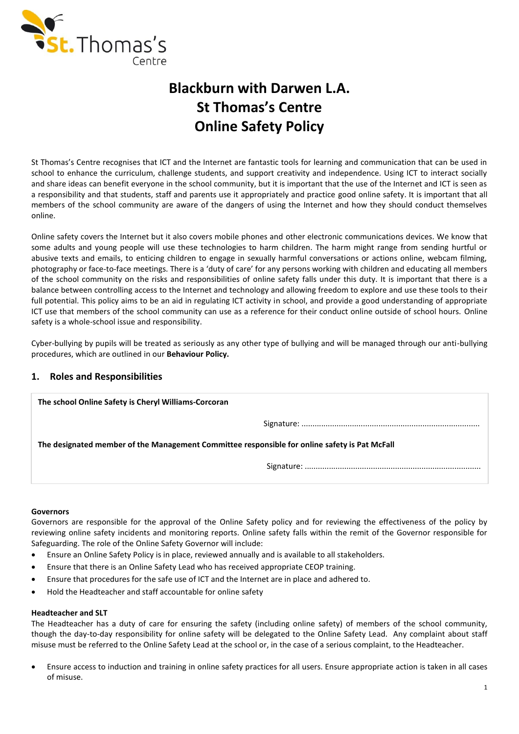# Blackburn with Darwen L.A.
# St Thomas's Centre
# Online Safety Policy

St Thomas's Centre recognises that ICT and the Internet are fantastic tools for learning and communication that can be used in school to enhance the curriculum, challenge students, and support creativity and independence. Using ICT to interact socially and share ideas can benefit everyone in the school community, but it is important that the use of the Internet and ICT is seen as a responsibility and that students, staff and parents use it appropriately and practice good online safety. It is important that all members of the school community are aware of the dangers of using the Internet and how they should conduct themselves online.

Online safety covers the Internet but it also covers mobile phones and other electronic communications devices. We know that some adults and young people will use these technologies to harm children. The harm might range from sending hurtful or abusive texts and emails, to enticing children to engage in sexually harmful conversations or actions online, webcam filming, photography or face-to-face meetings. There is a 'duty of care' for any persons working with children and educating all members of the school community on the risks and responsibilities of online safety falls under this duty. It is important that there is a balance between controlling access to the Internet and technology and allowing freedom to explore and use these tools to their full potential. This policy aims to be an aid in regulating ICT activity in school, and provide a good understanding of appropriate ICT use that members of the school community can use as a reference for their conduct online outside of school hours. Online safety is a whole-school issue and responsibility.

Cyber-bullying by pupils will be treated as seriously as any other type of bullying and will be managed through our anti-bullying procedures, which are outlined in our **Behaviour Policy.**

## 1. Roles and Responsibilities

**The school Online Safety is Cheryl Williams-Corcoran**

Signature: ................................................................................

**The designated member of the Management Committee responsible for online safety is Pat McFall**

Signature: ................................................................................

### Governors

Governors are responsible for the approval of the Online Safety policy and for reviewing the effectiveness of the policy by reviewing online safety incidents and monitoring reports. Online safety falls within the remit of the Governor responsible for Safeguarding. The role of the Online Safety Governor will include:

- Ensure an Online Safety Policy is in place, reviewed annually and is available to all stakeholders.
- Ensure that there is an Online Safety Lead who has received appropriate CEOP training.
- Ensure that procedures for the safe use of ICT and the Internet are in place and adhered to.
- Hold the Headteacher and staff accountable for online safety

### Headteacher and SLT

The Headteacher has a duty of care for ensuring the safety (including online safety) of members of the school community, though the day-to-day responsibility for online safety will be delegated to the Online Safety Lead. Any complaint about staff misuse must be referred to the Online Safety Lead at the school or, in the case of a serious complaint, to the Headteacher.

- Ensure access to induction and training in online safety practices for all users. Ensure appropriate action is taken in all cases of misuse.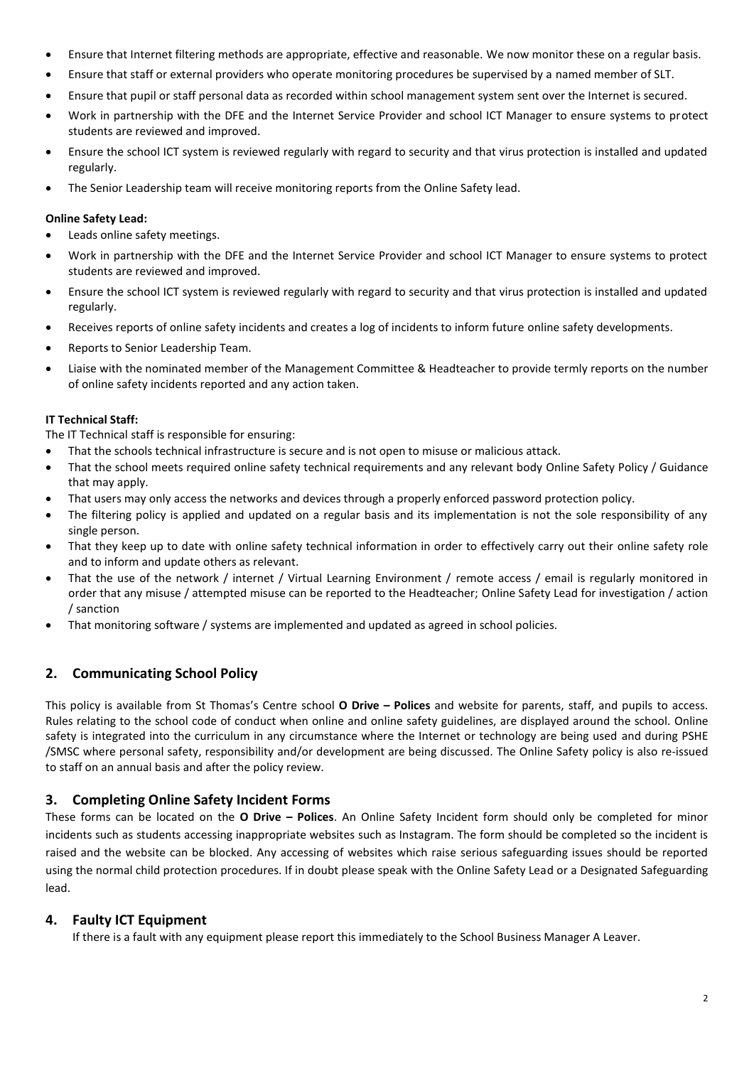- Ensure that Internet filtering methods are appropriate, effective and reasonable. We now monitor these on a regular basis.
- Ensure that staff or external providers who operate monitoring procedures be supervised by a named member of SLT.
- Ensure that pupil or staff personal data as recorded within school management system sent over the Internet is secured.
- Work in partnership with the DFE and the Internet Service Provider and school ICT Manager to ensure systems to protect students are reviewed and improved.
- Ensure the school ICT system is reviewed regularly with regard to security and that virus protection is installed and updated regularly.
- The Senior Leadership team will receive monitoring reports from the Online Safety lead.

**Online Safety Lead:**

- Leads online safety meetings.
- Work in partnership with the DFE and the Internet Service Provider and school ICT Manager to ensure systems to protect students are reviewed and improved.
- Ensure the school ICT system is reviewed regularly with regard to security and that virus protection is installed and updated regularly.
- Receives reports of online safety incidents and creates a log of incidents to inform future online safety developments.
- Reports to Senior Leadership Team.
- Liaise with the nominated member of the Management Committee & Headteacher to provide termly reports on the number of online safety incidents reported and any action taken.

**IT Technical Staff:**

The IT Technical staff is responsible for ensuring:

- That the schools technical infrastructure is secure and is not open to misuse or malicious attack.
- That the school meets required online safety technical requirements and any relevant body Online Safety Policy / Guidance that may apply.
- That users may only access the networks and devices through a properly enforced password protection policy.
- The filtering policy is applied and updated on a regular basis and its implementation is not the sole responsibility of any single person.
- That they keep up to date with online safety technical information in order to effectively carry out their online safety role and to inform and update others as relevant.
- That the use of the network / internet / Virtual Learning Environment / remote access / email is regularly monitored in order that any misuse / attempted misuse can be reported to the Headteacher; Online Safety Lead for investigation / action / sanction
- That monitoring software / systems are implemented and updated as agreed in school policies.

## 2. Communicating School Policy

This policy is available from St Thomas's Centre school **O Drive – Polices** and website for parents, staff, and pupils to access. Rules relating to the school code of conduct when online and online safety guidelines, are displayed around the school. Online safety is integrated into the curriculum in any circumstance where the Internet or technology are being used and during PSHE /SMSC where personal safety, responsibility and/or development are being discussed. The Online Safety policy is also re-issued to staff on an annual basis and after the policy review.

## 3. Completing Online Safety Incident Forms

These forms can be located on the **O Drive – Polices**. An Online Safety Incident form should only be completed for minor incidents such as students accessing inappropriate websites such as Instagram. The form should be completed so the incident is raised and the website can be blocked. Any accessing of websites which raise serious safeguarding issues should be reported using the normal child protection procedures. If in doubt please speak with the Online Safety Lead or a Designated Safeguarding lead.

## 4. Faulty ICT Equipment

If there is a fault with any equipment please report this immediately to the School Business Manager A Leaver.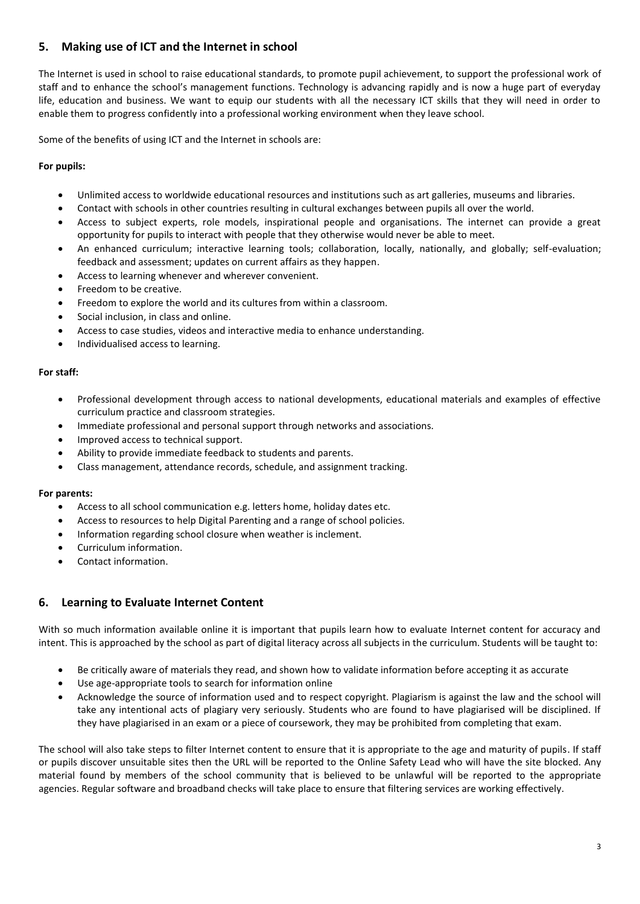## 5. Making use of ICT and the Internet in school

The Internet is used in school to raise educational standards, to promote pupil achievement, to support the professional work of staff and to enhance the school's management functions. Technology is advancing rapidly and is now a huge part of everyday life, education and business. We want to equip our students with all the necessary ICT skills that they will need in order to enable them to progress confidently into a professional working environment when they leave school.

Some of the benefits of using ICT and the Internet in schools are:

**For pupils:**

- Unlimited access to worldwide educational resources and institutions such as art galleries, museums and libraries.
- Contact with schools in other countries resulting in cultural exchanges between pupils all over the world.
- Access to subject experts, role models, inspirational people and organisations. The internet can provide a great opportunity for pupils to interact with people that they otherwise would never be able to meet.
- An enhanced curriculum; interactive learning tools; collaboration, locally, nationally, and globally; self-evaluation; feedback and assessment; updates on current affairs as they happen.
- Access to learning whenever and wherever convenient.
- Freedom to be creative.
- Freedom to explore the world and its cultures from within a classroom.
- Social inclusion, in class and online.
- Access to case studies, videos and interactive media to enhance understanding.
- Individualised access to learning.

**For staff:**

- Professional development through access to national developments, educational materials and examples of effective curriculum practice and classroom strategies.
- Immediate professional and personal support through networks and associations.
- Improved access to technical support.
- Ability to provide immediate feedback to students and parents.
- Class management, attendance records, schedule, and assignment tracking.

**For parents:**

- Access to all school communication e.g. letters home, holiday dates etc.
- Access to resources to help Digital Parenting and a range of school policies.
- Information regarding school closure when weather is inclement.
- Curriculum information.
- Contact information.

## 6. Learning to Evaluate Internet Content

With so much information available online it is important that pupils learn how to evaluate Internet content for accuracy and intent. This is approached by the school as part of digital literacy across all subjects in the curriculum. Students will be taught to:

- Be critically aware of materials they read, and shown how to validate information before accepting it as accurate
- Use age-appropriate tools to search for information online
- Acknowledge the source of information used and to respect copyright. Plagiarism is against the law and the school will take any intentional acts of plagiary very seriously. Students who are found to have plagiarised will be disciplined. If they have plagiarised in an exam or a piece of coursework, they may be prohibited from completing that exam.

The school will also take steps to filter Internet content to ensure that it is appropriate to the age and maturity of pupils. If staff or pupils discover unsuitable sites then the URL will be reported to the Online Safety Lead who will have the site blocked. Any material found by members of the school community that is believed to be unlawful will be reported to the appropriate agencies. Regular software and broadband checks will take place to ensure that filtering services are working effectively.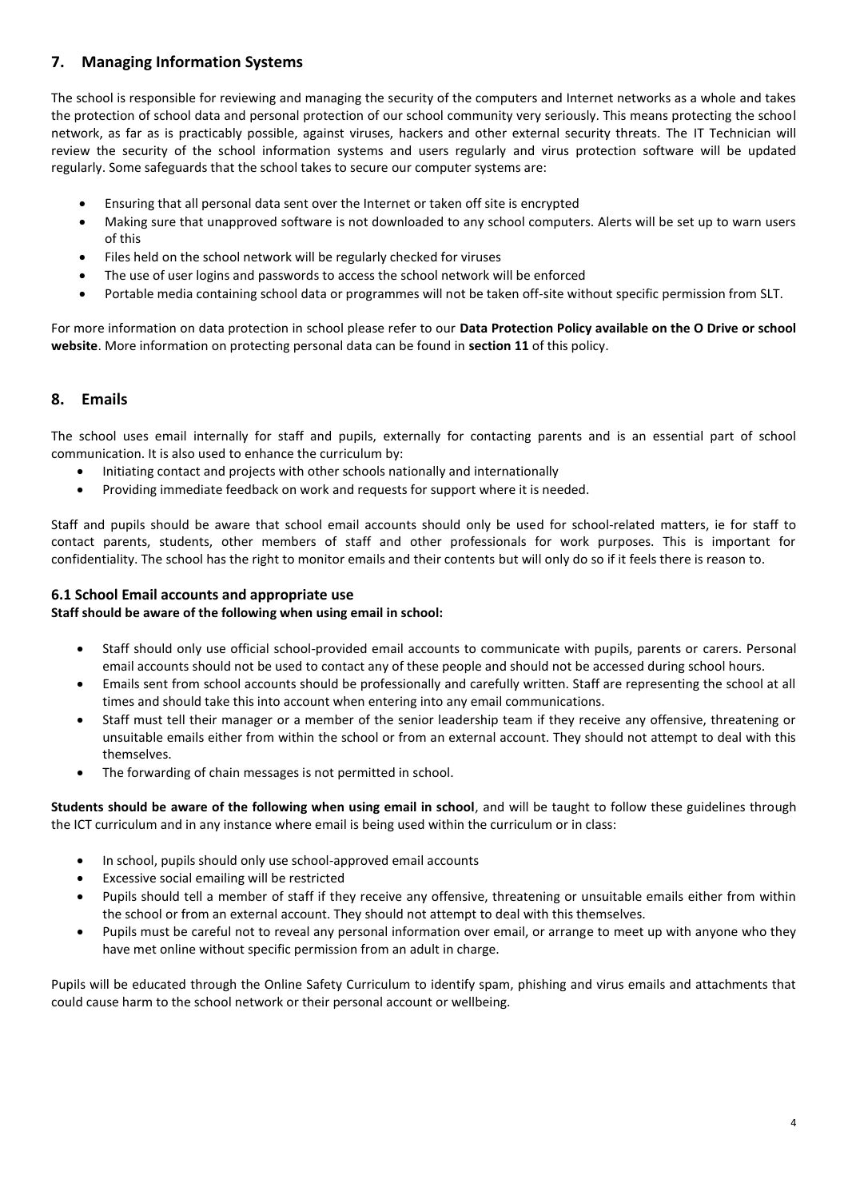## 7. Managing Information Systems

The school is responsible for reviewing and managing the security of the computers and Internet networks as a whole and takes the protection of school data and personal protection of our school community very seriously. This means protecting the school network, as far as is practicably possible, against viruses, hackers and other external security threats. The IT Technician will review the security of the school information systems and users regularly and virus protection software will be updated regularly. Some safeguards that the school takes to secure our computer systems are:

- Ensuring that all personal data sent over the Internet or taken off site is encrypted
- Making sure that unapproved software is not downloaded to any school computers. Alerts will be set up to warn users of this
- Files held on the school network will be regularly checked for viruses
- The use of user logins and passwords to access the school network will be enforced
- Portable media containing school data or programmes will not be taken off-site without specific permission from SLT.

For more information on data protection in school please refer to our **Data Protection Policy available on the O Drive or school website**. More information on protecting personal data can be found in **section 11** of this policy.

## 8. Emails

The school uses email internally for staff and pupils, externally for contacting parents and is an essential part of school communication. It is also used to enhance the curriculum by:

- Initiating contact and projects with other schools nationally and internationally
- Providing immediate feedback on work and requests for support where it is needed.

Staff and pupils should be aware that school email accounts should only be used for school-related matters, ie for staff to contact parents, students, other members of staff and other professionals for work purposes. This is important for confidentiality. The school has the right to monitor emails and their contents but will only do so if it feels there is reason to.

### 6.1 School Email accounts and appropriate use

**Staff should be aware of the following when using email in school:**

- Staff should only use official school-provided email accounts to communicate with pupils, parents or carers. Personal email accounts should not be used to contact any of these people and should not be accessed during school hours.
- Emails sent from school accounts should be professionally and carefully written. Staff are representing the school at all times and should take this into account when entering into any email communications.
- Staff must tell their manager or a member of the senior leadership team if they receive any offensive, threatening or unsuitable emails either from within the school or from an external account. They should not attempt to deal with this themselves.
- The forwarding of chain messages is not permitted in school.

**Students should be aware of the following when using email in school**, and will be taught to follow these guidelines through the ICT curriculum and in any instance where email is being used within the curriculum or in class:

- In school, pupils should only use school-approved email accounts
- Excessive social emailing will be restricted
- Pupils should tell a member of staff if they receive any offensive, threatening or unsuitable emails either from within the school or from an external account. They should not attempt to deal with this themselves.
- Pupils must be careful not to reveal any personal information over email, or arrange to meet up with anyone who they have met online without specific permission from an adult in charge.

Pupils will be educated through the Online Safety Curriculum to identify spam, phishing and virus emails and attachments that could cause harm to the school network or their personal account or wellbeing.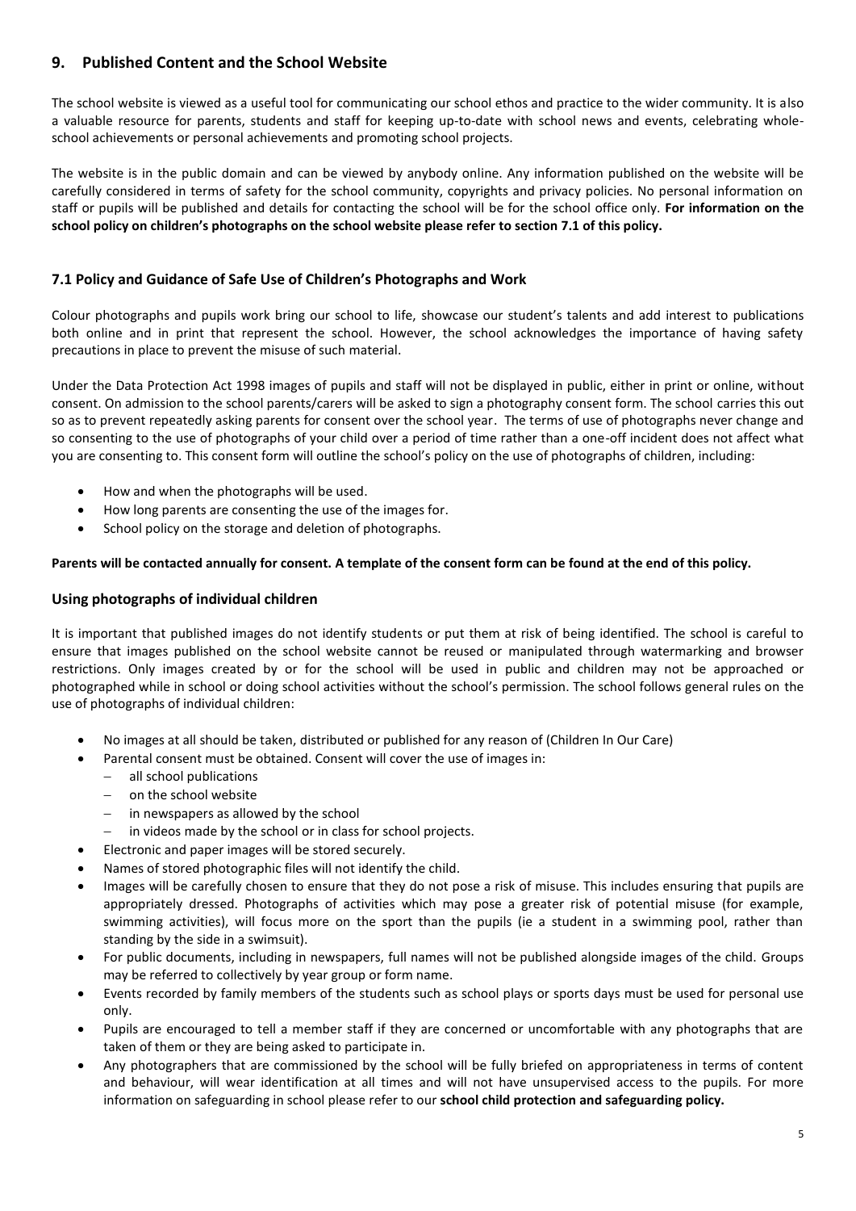## 9. Published Content and the School Website

The school website is viewed as a useful tool for communicating our school ethos and practice to the wider community. It is also a valuable resource for parents, students and staff for keeping up-to-date with school news and events, celebrating whole-school achievements or personal achievements and promoting school projects.

The website is in the public domain and can be viewed by anybody online. Any information published on the website will be carefully considered in terms of safety for the school community, copyrights and privacy policies. No personal information on staff or pupils will be published and details for contacting the school will be for the school office only. **For information on the school policy on children's photographs on the school website please refer to section 7.1 of this policy.**

### 7.1 Policy and Guidance of Safe Use of Children's Photographs and Work

Colour photographs and pupils work bring our school to life, showcase our student's talents and add interest to publications both online and in print that represent the school. However, the school acknowledges the importance of having safety precautions in place to prevent the misuse of such material.

Under the Data Protection Act 1998 images of pupils and staff will not be displayed in public, either in print or online, without consent. On admission to the school parents/carers will be asked to sign a photography consent form. The school carries this out so as to prevent repeatedly asking parents for consent over the school year. The terms of use of photographs never change and so consenting to the use of photographs of your child over a period of time rather than a one-off incident does not affect what you are consenting to. This consent form will outline the school's policy on the use of photographs of children, including:

- How and when the photographs will be used.
- How long parents are consenting the use of the images for.
- School policy on the storage and deletion of photographs.

**Parents will be contacted annually for consent. A template of the consent form can be found at the end of this policy.**

### Using photographs of individual children

It is important that published images do not identify students or put them at risk of being identified. The school is careful to ensure that images published on the school website cannot be reused or manipulated through watermarking and browser restrictions. Only images created by or for the school will be used in public and children may not be approached or photographed while in school or doing school activities without the school's permission. The school follows general rules on the use of photographs of individual children:

- No images at all should be taken, distributed or published for any reason of (Children In Our Care)
- Parental consent must be obtained. Consent will cover the use of images in:
  - all school publications
  - on the school website
  - in newspapers as allowed by the school
  - in videos made by the school or in class for school projects.
- Electronic and paper images will be stored securely.
- Names of stored photographic files will not identify the child.
- Images will be carefully chosen to ensure that they do not pose a risk of misuse. This includes ensuring that pupils are appropriately dressed. Photographs of activities which may pose a greater risk of potential misuse (for example, swimming activities), will focus more on the sport than the pupils (ie a student in a swimming pool, rather than standing by the side in a swimsuit).
- For public documents, including in newspapers, full names will not be published alongside images of the child. Groups may be referred to collectively by year group or form name.
- Events recorded by family members of the students such as school plays or sports days must be used for personal use only.
- Pupils are encouraged to tell a member staff if they are concerned or uncomfortable with any photographs that are taken of them or they are being asked to participate in.
- Any photographers that are commissioned by the school will be fully briefed on appropriateness in terms of content and behaviour, will wear identification at all times and will not have unsupervised access to the pupils. For more information on safeguarding in school please refer to our **school child protection and safeguarding policy.**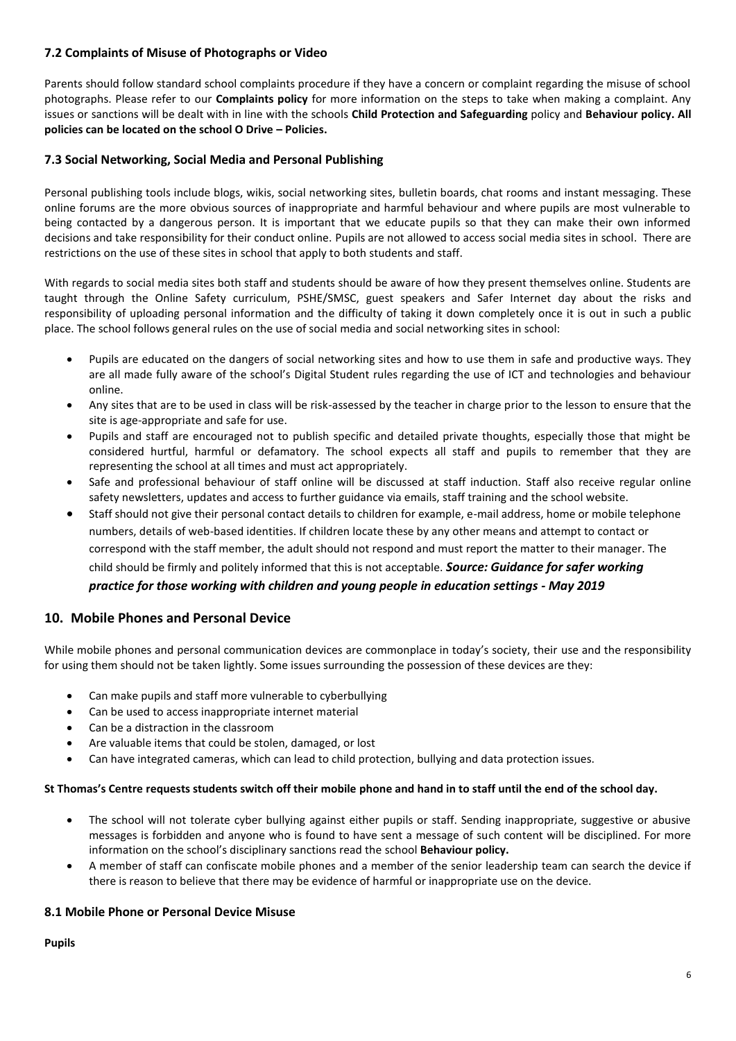### 7.2 Complaints of Misuse of Photographs or Video

Parents should follow standard school complaints procedure if they have a concern or complaint regarding the misuse of school photographs. Please refer to our **Complaints policy** for more information on the steps to take when making a complaint. Any issues or sanctions will be dealt with in line with the schools **Child Protection and Safeguarding** policy and **Behaviour policy. All policies can be located on the school O Drive – Policies.**

### 7.3 Social Networking, Social Media and Personal Publishing

Personal publishing tools include blogs, wikis, social networking sites, bulletin boards, chat rooms and instant messaging. These online forums are the more obvious sources of inappropriate and harmful behaviour and where pupils are most vulnerable to being contacted by a dangerous person. It is important that we educate pupils so that they can make their own informed decisions and take responsibility for their conduct online. Pupils are not allowed to access social media sites in school. There are restrictions on the use of these sites in school that apply to both students and staff.

With regards to social media sites both staff and students should be aware of how they present themselves online. Students are taught through the Online Safety curriculum, PSHE/SMSC, guest speakers and Safer Internet day about the risks and responsibility of uploading personal information and the difficulty of taking it down completely once it is out in such a public place. The school follows general rules on the use of social media and social networking sites in school:

- Pupils are educated on the dangers of social networking sites and how to use them in safe and productive ways. They are all made fully aware of the school's Digital Student rules regarding the use of ICT and technologies and behaviour online.
- Any sites that are to be used in class will be risk-assessed by the teacher in charge prior to the lesson to ensure that the site is age-appropriate and safe for use.
- Pupils and staff are encouraged not to publish specific and detailed private thoughts, especially those that might be considered hurtful, harmful or defamatory. The school expects all staff and pupils to remember that they are representing the school at all times and must act appropriately.
- Safe and professional behaviour of staff online will be discussed at staff induction. Staff also receive regular online safety newsletters, updates and access to further guidance via emails, staff training and the school website.
- Staff should not give their personal contact details to children for example, e-mail address, home or mobile telephone numbers, details of web-based identities. If children locate these by any other means and attempt to contact or correspond with the staff member, the adult should not respond and must report the matter to their manager. The child should be firmly and politely informed that this is not acceptable. ***Source: Guidance for safer working practice for those working with children and young people in education settings - May 2019***

## 10. Mobile Phones and Personal Device

While mobile phones and personal communication devices are commonplace in today's society, their use and the responsibility for using them should not be taken lightly. Some issues surrounding the possession of these devices are they:

- Can make pupils and staff more vulnerable to cyberbullying
- Can be used to access inappropriate internet material
- Can be a distraction in the classroom
- Are valuable items that could be stolen, damaged, or lost
- Can have integrated cameras, which can lead to child protection, bullying and data protection issues.

**St Thomas's Centre requests students switch off their mobile phone and hand in to staff until the end of the school day.**

- The school will not tolerate cyber bullying against either pupils or staff. Sending inappropriate, suggestive or abusive messages is forbidden and anyone who is found to have sent a message of such content will be disciplined. For more information on the school's disciplinary sanctions read the school **Behaviour policy.**
- A member of staff can confiscate mobile phones and a member of the senior leadership team can search the device if there is reason to believe that there may be evidence of harmful or inappropriate use on the device.

### 8.1 Mobile Phone or Personal Device Misuse

**Pupils**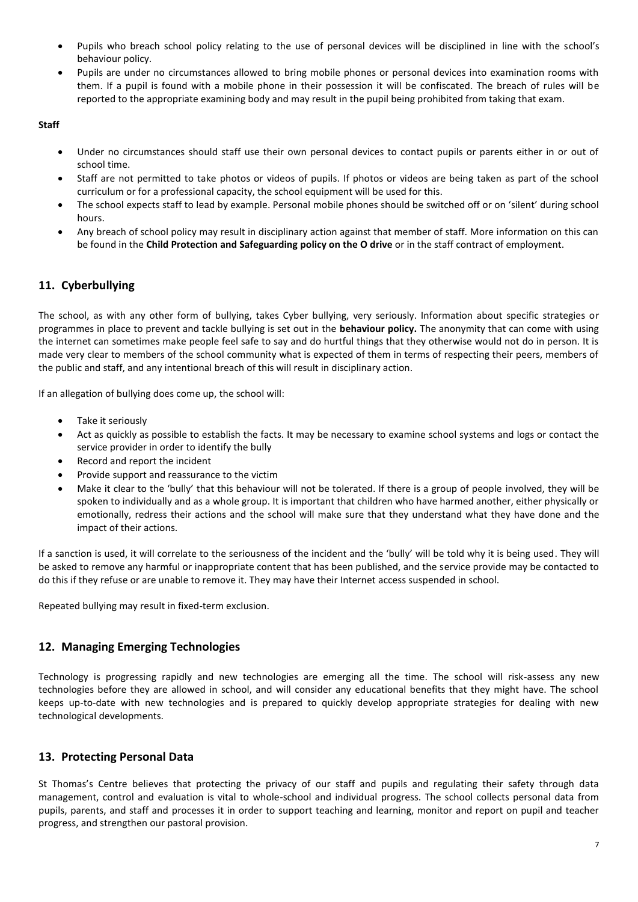- Pupils who breach school policy relating to the use of personal devices will be disciplined in line with the school's behaviour policy.
- Pupils are under no circumstances allowed to bring mobile phones or personal devices into examination rooms with them. If a pupil is found with a mobile phone in their possession it will be confiscated. The breach of rules will be reported to the appropriate examining body and may result in the pupil being prohibited from taking that exam.

**Staff**

- Under no circumstances should staff use their own personal devices to contact pupils or parents either in or out of school time.
- Staff are not permitted to take photos or videos of pupils. If photos or videos are being taken as part of the school curriculum or for a professional capacity, the school equipment will be used for this.
- The school expects staff to lead by example. Personal mobile phones should be switched off or on 'silent' during school hours.
- Any breach of school policy may result in disciplinary action against that member of staff. More information on this can be found in the **Child Protection and Safeguarding policy on the O drive** or in the staff contract of employment.

## 11. Cyberbullying

The school, as with any other form of bullying, takes Cyber bullying, very seriously. Information about specific strategies or programmes in place to prevent and tackle bullying is set out in the **behaviour policy.** The anonymity that can come with using the internet can sometimes make people feel safe to say and do hurtful things that they otherwise would not do in person. It is made very clear to members of the school community what is expected of them in terms of respecting their peers, members of the public and staff, and any intentional breach of this will result in disciplinary action.

If an allegation of bullying does come up, the school will:

- Take it seriously
- Act as quickly as possible to establish the facts. It may be necessary to examine school systems and logs or contact the service provider in order to identify the bully
- Record and report the incident
- Provide support and reassurance to the victim
- Make it clear to the 'bully' that this behaviour will not be tolerated. If there is a group of people involved, they will be spoken to individually and as a whole group. It is important that children who have harmed another, either physically or emotionally, redress their actions and the school will make sure that they understand what they have done and the impact of their actions.

If a sanction is used, it will correlate to the seriousness of the incident and the 'bully' will be told why it is being used. They will be asked to remove any harmful or inappropriate content that has been published, and the service provide may be contacted to do this if they refuse or are unable to remove it. They may have their Internet access suspended in school.

Repeated bullying may result in fixed-term exclusion.

## 12. Managing Emerging Technologies

Technology is progressing rapidly and new technologies are emerging all the time. The school will risk-assess any new technologies before they are allowed in school, and will consider any educational benefits that they might have. The school keeps up-to-date with new technologies and is prepared to quickly develop appropriate strategies for dealing with new technological developments.

## 13. Protecting Personal Data

St Thomas's Centre believes that protecting the privacy of our staff and pupils and regulating their safety through data management, control and evaluation is vital to whole-school and individual progress. The school collects personal data from pupils, parents, and staff and processes it in order to support teaching and learning, monitor and report on pupil and teacher progress, and strengthen our pastoral provision.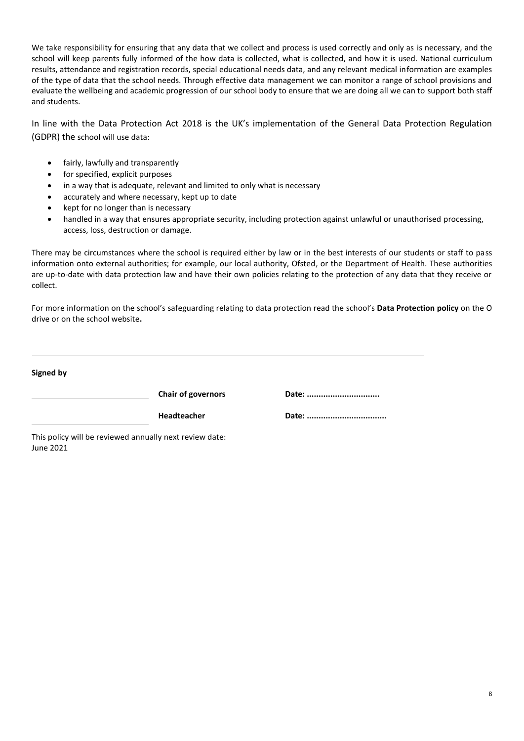We take responsibility for ensuring that any data that we collect and process is used correctly and only as is necessary, and the school will keep parents fully informed of the how data is collected, what is collected, and how it is used. National curriculum results, attendance and registration records, special educational needs data, and any relevant medical information are examples of the type of data that the school needs. Through effective data management we can monitor a range of school provisions and evaluate the wellbeing and academic progression of our school body to ensure that we are doing all we can to support both staff and students.

In line with the Data Protection Act 2018 is the UK's implementation of the General Data Protection Regulation (GDPR) the school will use data:

- fairly, lawfully and transparently
- for specified, explicit purposes
- in a way that is adequate, relevant and limited to only what is necessary
- accurately and where necessary, kept up to date
- kept for no longer than is necessary
- handled in a way that ensures appropriate security, including protection against unlawful or unauthorised processing, access, loss, destruction or damage.

There may be circumstances where the school is required either by law or in the best interests of our students or staff to pass information onto external authorities; for example, our local authority, Ofsted, or the Department of Health. These authorities are up-to-date with data protection law and have their own policies relating to the protection of any data that they receive or collect.

For more information on the school's safeguarding relating to data protection read the school's **Data Protection policy** on the O drive or on the school website**.**

---

**Signed by**

| | | |
|---|---|---|
| ______________________ | **Chair of governors** | **Date: ..............................** |
| ______________________ | **Headteacher** | **Date: .................................** |

This policy will be reviewed annually next review date:
June 2021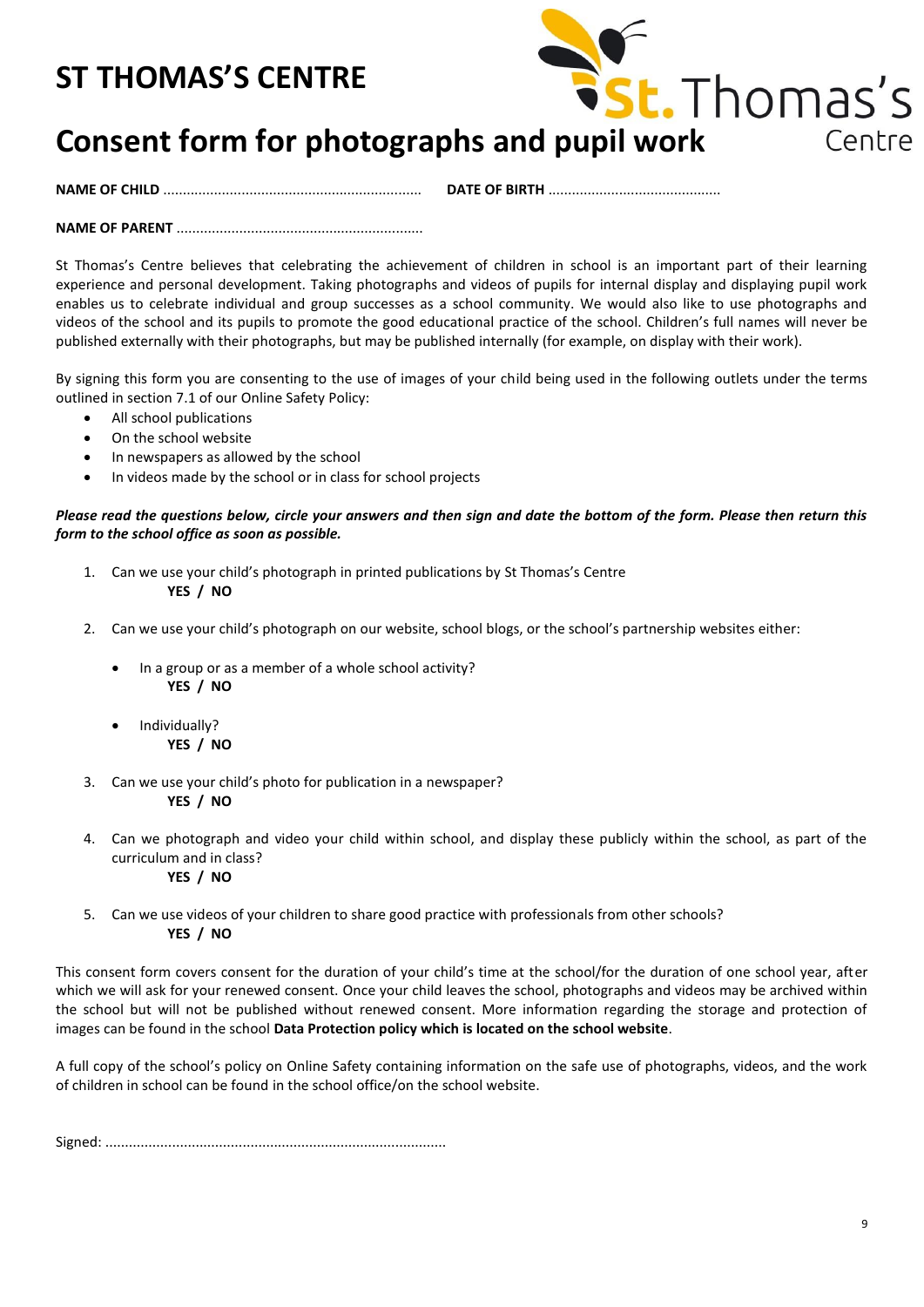# ST THOMAS'S CENTRE

# Consent form for photographs and pupil work

**NAME OF CHILD** ................................................................. **DATE OF BIRTH** ...........................................

**NAME OF PARENT** ..............................................................

St Thomas's Centre believes that celebrating the achievement of children in school is an important part of their learning experience and personal development. Taking photographs and videos of pupils for internal display and displaying pupil work enables us to celebrate individual and group successes as a school community. We would also like to use photographs and videos of the school and its pupils to promote the good educational practice of the school. Children's full names will never be published externally with their photographs, but may be published internally (for example, on display with their work).

By signing this form you are consenting to the use of images of your child being used in the following outlets under the terms outlined in section 7.1 of our Online Safety Policy:

- All school publications
- On the school website
- In newspapers as allowed by the school
- In videos made by the school or in class for school projects

***Please read the questions below, circle your answers and then sign and date the bottom of the form. Please then return this form to the school office as soon as possible.***

1. Can we use your child's photograph in printed publications by St Thomas's Centre
   **YES / NO**
2. Can we use your child's photograph on our website, school blogs, or the school's partnership websites either:
   - In a group or as a member of a whole school activity?
     **YES / NO**
   - Individually?
     **YES / NO**
3. Can we use your child's photo for publication in a newspaper?
   **YES / NO**
4. Can we photograph and video your child within school, and display these publicly within the school, as part of the curriculum and in class?
   **YES / NO**
5. Can we use videos of your children to share good practice with professionals from other schools?
   **YES / NO**

This consent form covers consent for the duration of your child's time at the school/for the duration of one school year, after which we will ask for your renewed consent. Once your child leaves the school, photographs and videos may be archived within the school but will not be published without renewed consent. More information regarding the storage and protection of images can be found in the school **Data Protection policy which is located on the school website**.

A full copy of the school's policy on Online Safety containing information on the safe use of photographs, videos, and the work of children in school can be found in the school office/on the school website.

Signed: .....................................................................................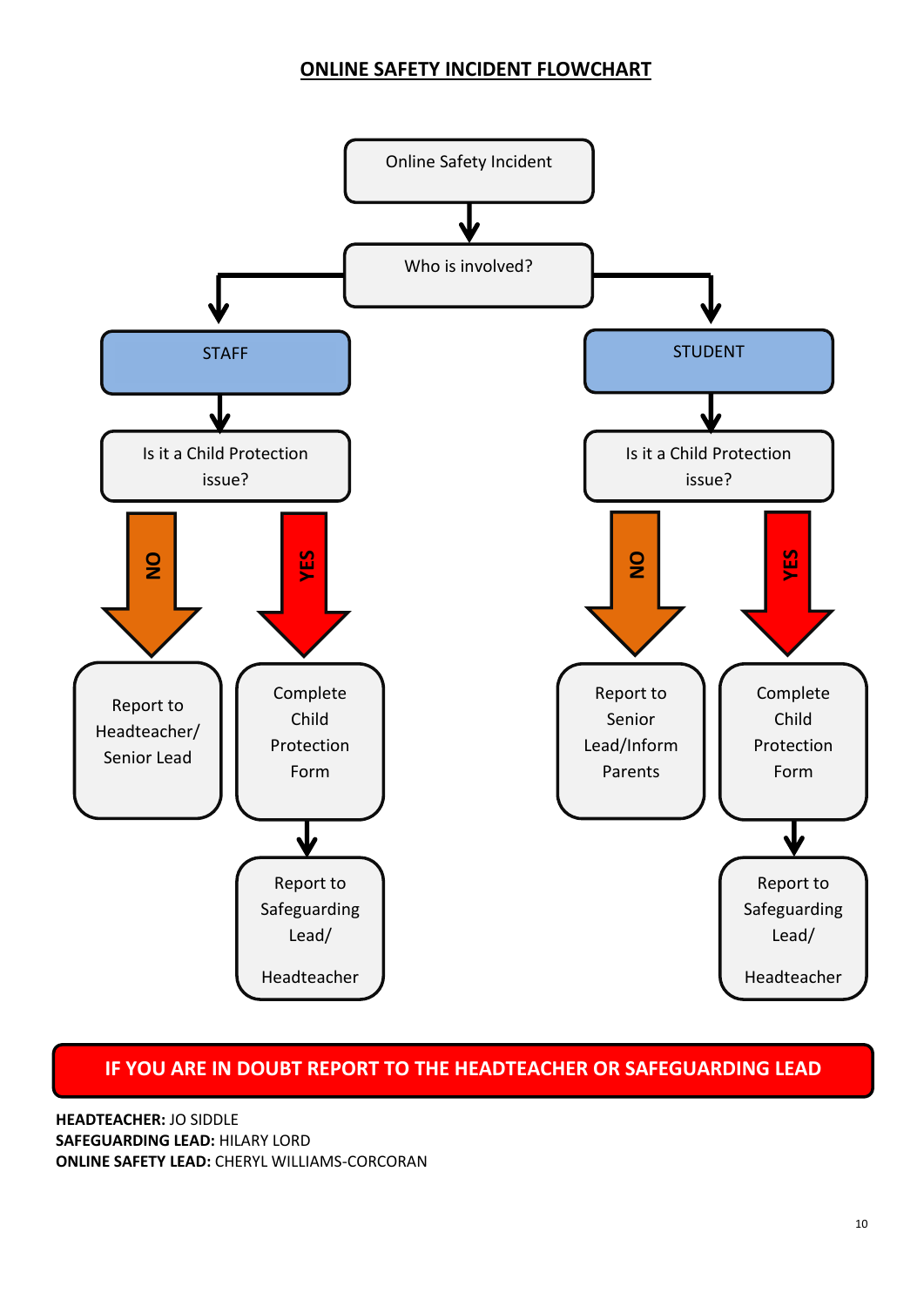## ONLINE SAFETY INCIDENT FLOWCHART

Online Safety Incident

Who is involved?

**STAFF**

Is it a Child Protection issue?

- **NO** → Report to Headteacher/ Senior Lead
- **YES** → Complete Child Protection Form → Report to Safeguarding Lead/ Headteacher

**STUDENT**

Is it a Child Protection issue?

- **NO** → Report to Senior Lead/Inform Parents
- **YES** → Complete Child Protection Form → Report to Safeguarding Lead/ Headteacher

**IF YOU ARE IN DOUBT REPORT TO THE HEADTEACHER OR SAFEGUARDING LEAD**

**HEADTEACHER:** JO SIDDLE
**SAFEGUARDING LEAD:** HILARY LORD
**ONLINE SAFETY LEAD:** CHERYL WILLIAMS-CORCORAN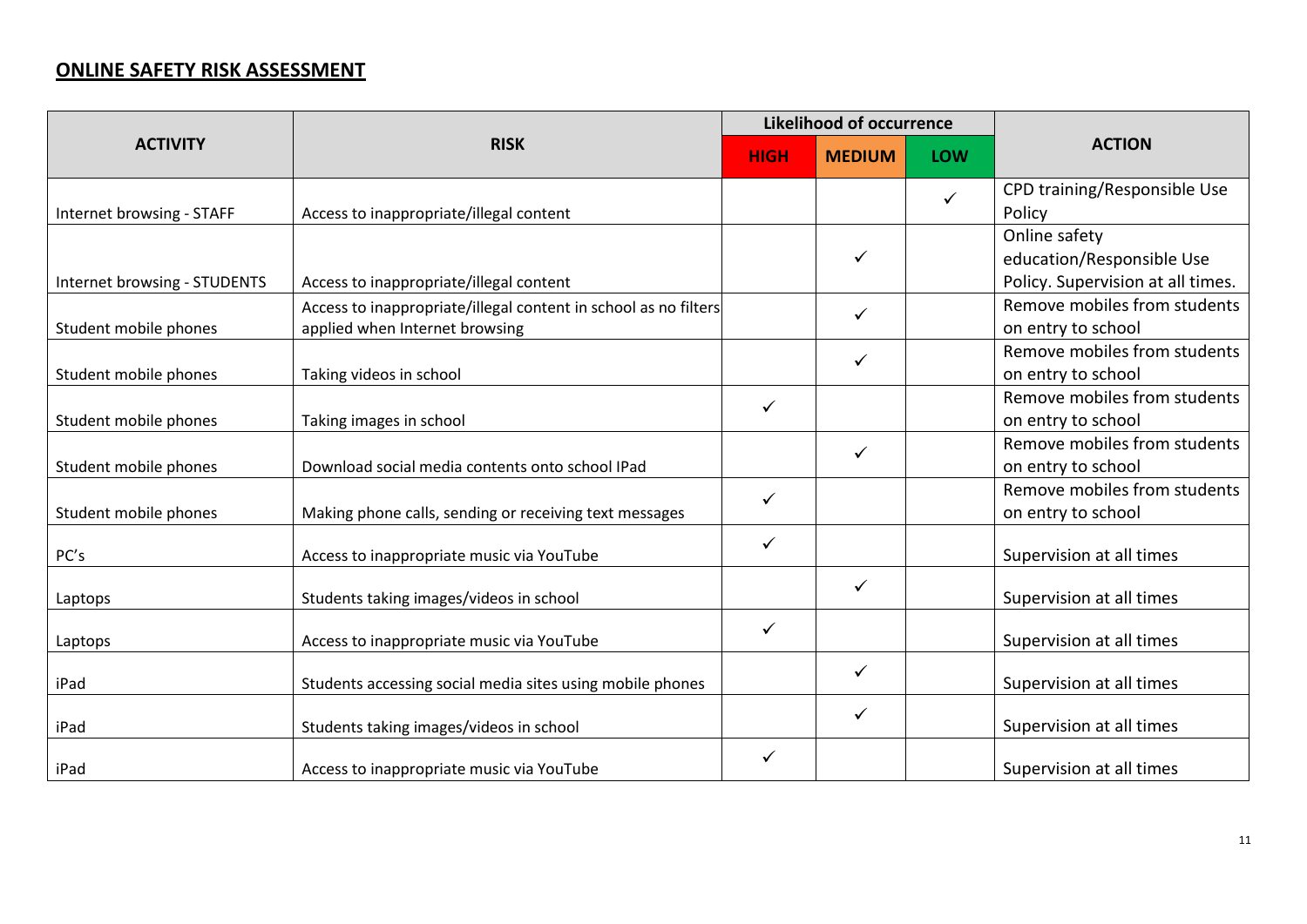## ONLINE SAFETY RISK ASSESSMENT

| ACTIVITY | RISK | Likelihood of occurrence | | | ACTION |
|---|---|---|---|---|---|
| | | HIGH | MEDIUM | LOW | |
| Internet browsing - STAFF | Access to inappropriate/illegal content | | | ✓ | CPD training/Responsible Use Policy |
| Internet browsing - STUDENTS | Access to inappropriate/illegal content | | ✓ | | Online safety education/Responsible Use Policy. Supervision at all times. |
| Student mobile phones | Access to inappropriate/illegal content in school as no filters applied when Internet browsing | | ✓ | | Remove mobiles from students on entry to school |
| Student mobile phones | Taking videos in school | | ✓ | | Remove mobiles from students on entry to school |
| Student mobile phones | Taking images in school | ✓ | | | Remove mobiles from students on entry to school |
| Student mobile phones | Download social media contents onto school IPad | | ✓ | | Remove mobiles from students on entry to school |
| Student mobile phones | Making phone calls, sending or receiving text messages | ✓ | | | Remove mobiles from students on entry to school |
| PC's | Access to inappropriate music via YouTube | ✓ | | | Supervision at all times |
| Laptops | Students taking images/videos in school | | ✓ | | Supervision at all times |
| Laptops | Access to inappropriate music via YouTube | ✓ | | | Supervision at all times |
| iPad | Students accessing social media sites using mobile phones | | ✓ | | Supervision at all times |
| iPad | Students taking images/videos in school | | ✓ | | Supervision at all times |
| iPad | Access to inappropriate music via YouTube | ✓ | | | Supervision at all times |